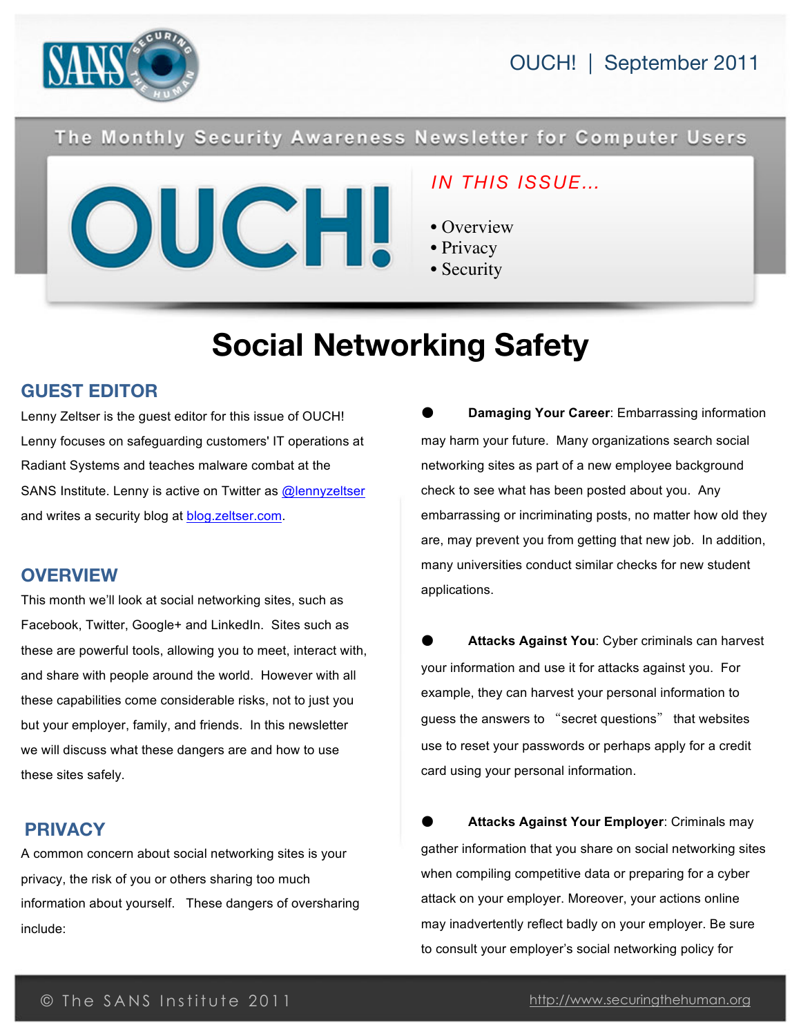OUCH! | September 2011

The Monthly Security Awareness Newsletter for Computer Users

# OUCH!

*IN THIS ISSUE...*

- Overview
- Privacy
- Security

# Social Networking Safety

## GUEST EDITOR

Lenny Zeltser is the guest editor for this issue of OUCH! Lenny focuses on safeguarding customers' IT operations at Radiant Systems and teaches malware combat at the SANS Institute. Lenny is active on Twitter as @lennyzeltser and writes a security blog at blog.zeltser.com.

## OVERVIEW

This month we'll look at social networking sites, such as Facebook, Twitter, Google+ and LinkedIn. Sites such as these are powerful tools, allowing you to meet, interact with, and share with people around the world. However with all these capabilities come considerable risks, not to just you but your employer, family, and friends. In this newsletter we will discuss what these dangers are and how to use these sites safely.

## PRIVACY

A common concern about social networking sites is your privacy, the risk of you or others sharing too much information about yourself. These dangers of oversharing include:

- **Damaging Your Career**: Embarrassing information may harm your future. Many organizations search social networking sites as part of a new employee background check to see what has been posted about you. Any embarrassing or incriminating posts, no matter how old they are, may prevent you from getting that new job. In addition, many universities conduct similar checks for new student applications.

- **Attacks Against You**: Cyber criminals can harvest your information and use it for attacks against you. For example, they can harvest your personal information to guess the answers to "secret questions" that websites use to reset your passwords or perhaps apply for a credit card using your personal information.

- **Attacks Against Your Employer**: Criminals may gather information that you share on social networking sites when compiling competitive data or preparing for a cyber attack on your employer. Moreover, your actions online may inadvertently reflect badly on your employer. Be sure to consult your employer's social networking policy for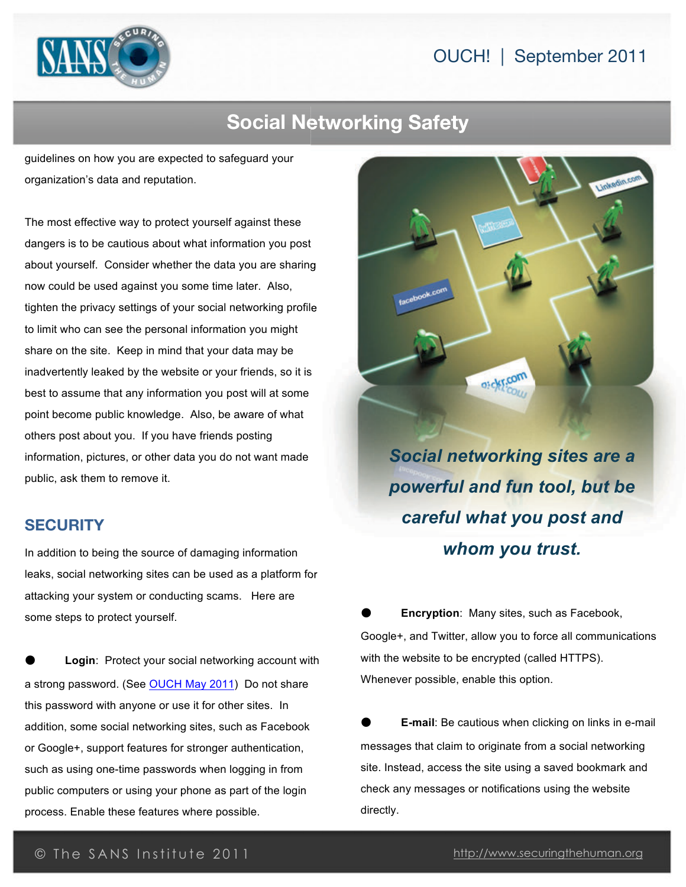guidelines on how you are expected to safeguard your organization's data and reputation.

The most effective way to protect yourself against these dangers is to be cautious about what information you post about yourself. Consider whether the data you are sharing now could be used against you some time later. Also, tighten the privacy settings of your social networking profile to limit who can see the personal information you might share on the site. Keep in mind that your data may be inadvertently leaked by the website or your friends, so it is best to assume that any information you post will at some point become public knowledge. Also, be aware of what others post about you. If you have friends posting information, pictures, or other data you do not want made public, ask them to remove it.

## SECURITY

In addition to being the source of damaging information leaks, social networking sites can be used as a platform for attacking your system or conducting scams. Here are some steps to protect yourself.

- **Login**: Protect your social networking account with a strong password. (See [OUCH May 2011]) Do not share this password with anyone or use it for other sites. In addition, some social networking sites, such as Facebook or Google+, support features for stronger authentication, such as using one-time passwords when logging in from public computers or using your phone as part of the login process. Enable these features where possible.

***Social networking sites are a powerful and fun tool, but be careful what you post and whom you trust.***

- **Encryption**: Many sites, such as Facebook, Google+, and Twitter, allow you to force all communications with the website to be encrypted (called HTTPS). Whenever possible, enable this option.

- **E-mail**: Be cautious when clicking on links in e-mail messages that claim to originate from a social networking site. Instead, access the site using a saved bookmark and check any messages or notifications using the website directly.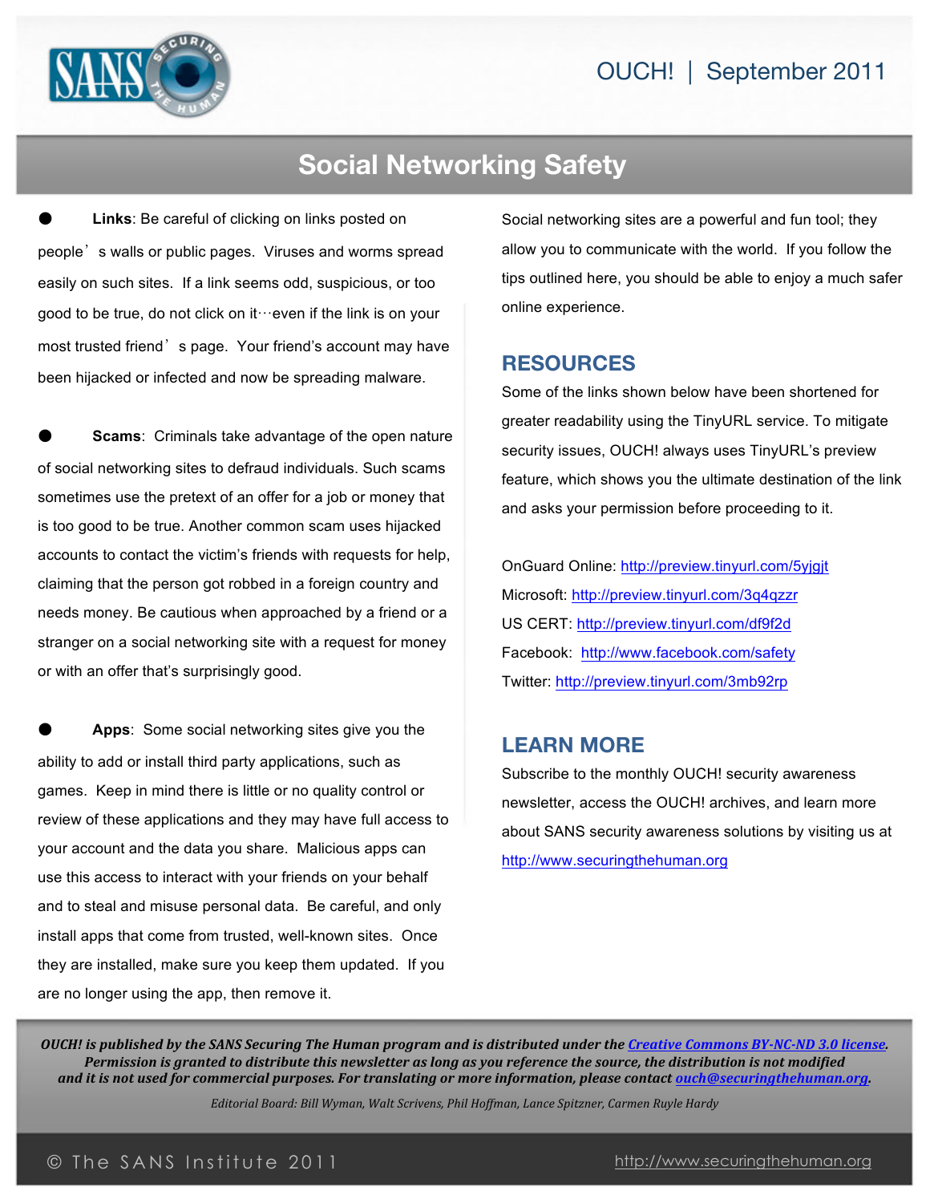- **Links**: Be careful of clicking on links posted on people's walls or public pages. Viruses and worms spread easily on such sites. If a link seems odd, suspicious, or too good to be true, do not click on it…even if the link is on your most trusted friend's page. Your friend's account may have been hijacked or infected and now be spreading malware.

- **Scams**: Criminals take advantage of the open nature of social networking sites to defraud individuals. Such scams sometimes use the pretext of an offer for a job or money that is too good to be true. Another common scam uses hijacked accounts to contact the victim's friends with requests for help, claiming that the person got robbed in a foreign country and needs money. Be cautious when approached by a friend or a stranger on a social networking site with a request for money or with an offer that's surprisingly good.

- **Apps**: Some social networking sites give you the ability to add or install third party applications, such as games. Keep in mind there is little or no quality control or review of these applications and they may have full access to your account and the data you share. Malicious apps can use this access to interact with your friends on your behalf and to steal and misuse personal data. Be careful, and only install apps that come from trusted, well-known sites. Once they are installed, make sure you keep them updated. If you are no longer using the app, then remove it.

Social networking sites are a powerful and fun tool; they allow you to communicate with the world. If you follow the tips outlined here, you should be able to enjoy a much safer online experience.

## RESOURCES

Some of the links shown below have been shortened for greater readability using the TinyURL service. To mitigate security issues, OUCH! always uses TinyURL's preview feature, which shows you the ultimate destination of the link and asks your permission before proceeding to it.

OnGuard Online: http://preview.tinyurl.com/5yjgjt
Microsoft: http://preview.tinyurl.com/3q4qzzr
US CERT: http://preview.tinyurl.com/df9f2d
Facebook: http://www.facebook.com/safety
Twitter: http://preview.tinyurl.com/3mb92rp

## LEARN MORE

Subscribe to the monthly OUCH! security awareness newsletter, access the OUCH! archives, and learn more about SANS security awareness solutions by visiting us at http://www.securingthehuman.org

***OUCH! is published by the SANS Securing The Human program and is distributed under the Creative Commons BY-NC-ND 3.0 license. Permission is granted to distribute this newsletter as long as you reference the source, the distribution is not modified and it is not used for commercial purposes. For translating or more information, please contact ouch@securingthehuman.org.***

*Editorial Board: Bill Wyman, Walt Scrivens, Phil Hoffman, Lance Spitzner, Carmen Ruyle Hardy*